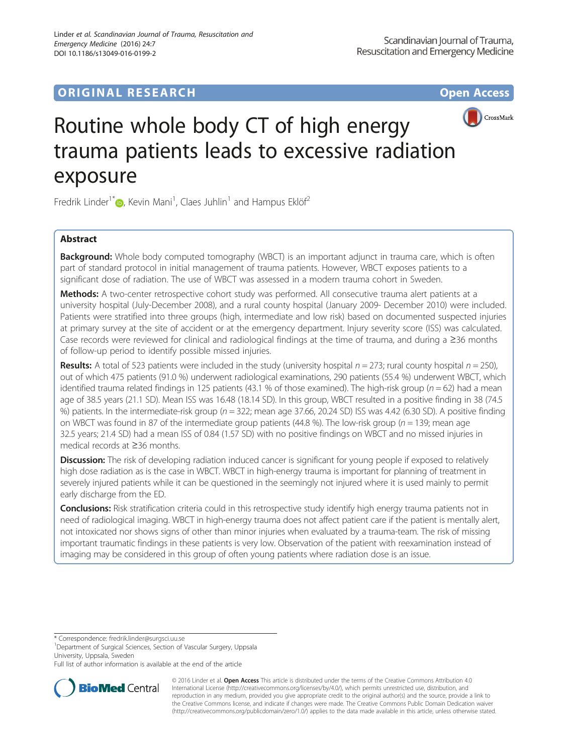ORIGINAL RESEARCH

Open Access

# Routine whole body CT of high energy trauma patients leads to excessive radiation exposure

Fredrik Linder[1*], Kevin Mani[1], Claes Juhlin[1] and Hampus Eklöf[2]

## Abstract

**Background:** Whole body computed tomography (WBCT) is an important adjunct in trauma care, which is often part of standard protocol in initial management of trauma patients. However, WBCT exposes patients to a significant dose of radiation. The use of WBCT was assessed in a modern trauma cohort in Sweden.

**Methods:** A two-center retrospective cohort study was performed. All consecutive trauma alert patients at a university hospital (July-December 2008), and a rural county hospital (January 2009- December 2010) were included. Patients were stratified into three groups (high, intermediate and low risk) based on documented suspected injuries at primary survey at the site of accident or at the emergency department. Injury severity score (ISS) was calculated. Case records were reviewed for clinical and radiological findings at the time of trauma, and during a ≥36 months of follow-up period to identify possible missed injuries.

**Results:** A total of 523 patients were included in the study (university hospital $n = 273$; rural county hospital $n = 250$), out of which 475 patients (91.0 %) underwent radiological examinations, 290 patients (55.4 %) underwent WBCT, which identified trauma related findings in 125 patients (43.1 % of those examined). The high-risk group ($n = 62$) had a mean age of 38.5 years (21.1 SD). Mean ISS was 16.48 (18.14 SD). In this group, WBCT resulted in a positive finding in 38 (74.5 %) patients. In the intermediate-risk group ($n = 322$; mean age 37.66, 20.24 SD) ISS was 4.42 (6.30 SD). A positive finding on WBCT was found in 87 of the intermediate group patients (44.8 %). The low-risk group ($n = 139$; mean age 32.5 years; 21.4 SD) had a mean ISS of 0.84 (1.57 SD) with no positive findings on WBCT and no missed injuries in medical records at ≥36 months.

**Discussion:** The risk of developing radiation induced cancer is significant for young people if exposed to relatively high dose radiation as is the case in WBCT. WBCT in high-energy trauma is important for planning of treatment in severely injured patients while it can be questioned in the seemingly not injured where it is used mainly to permit early discharge from the ED.

**Conclusions:** Risk stratification criteria could in this retrospective study identify high energy trauma patients not in need of radiological imaging. WBCT in high-energy trauma does not affect patient care if the patient is mentally alert, not intoxicated nor shows signs of other than minor injuries when evaluated by a trauma-team. The risk of missing important traumatic findings in these patients is very low. Observation of the patient with reexamination instead of imaging may be considered in this group of often young patients where radiation dose is an issue.

\* Correspondence: fredrik.linder@surgsci.uu.se
[1]Department of Surgical Sciences, Section of Vascular Surgery, Uppsala University, Uppsala, Sweden
Full list of author information is available at the end of the article

© 2016 Linder et al. **Open Access** This article is distributed under the terms of the Creative Commons Attribution 4.0 International License (http://creativecommons.org/licenses/by/4.0/), which permits unrestricted use, distribution, and reproduction in any medium, provided you give appropriate credit to the original author(s) and the source, provide a link to the Creative Commons license, and indicate if changes were made. The Creative Commons Public Domain Dedication waiver (http://creativecommons.org/publicdomain/zero/1.0/) applies to the data made available in this article, unless otherwise stated.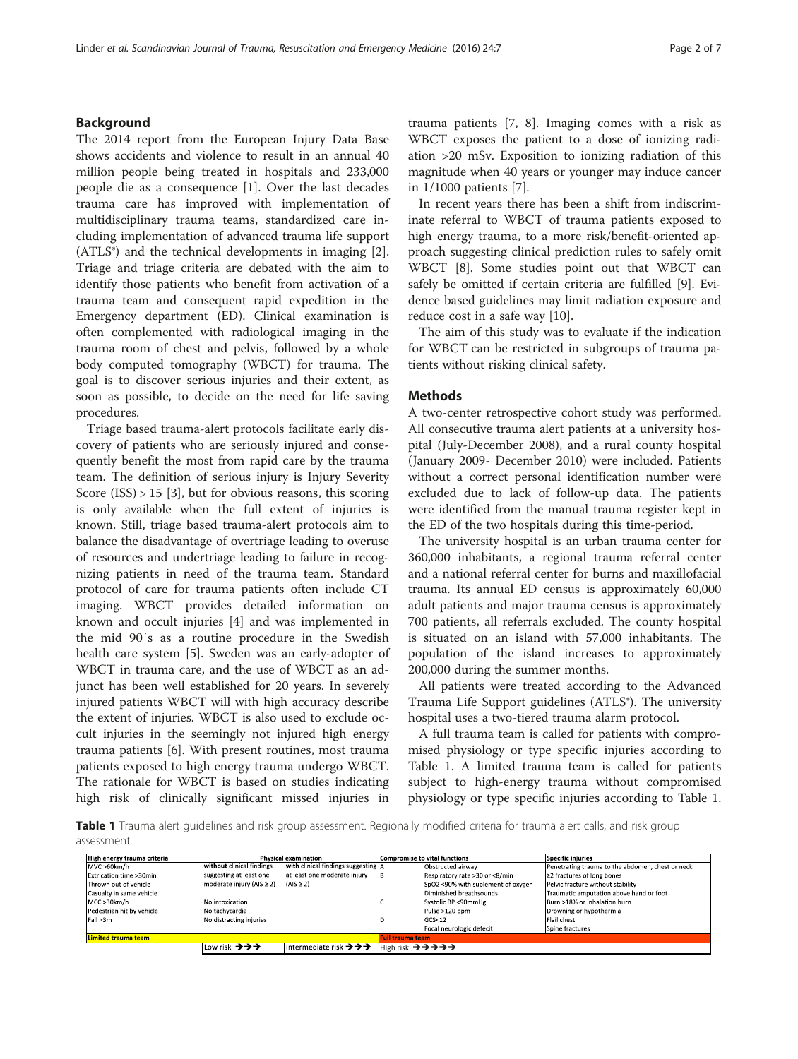## Background

The 2014 report from the European Injury Data Base shows accidents and violence to result in an annual 40 million people being treated in hospitals and 233,000 people die as a consequence [1]. Over the last decades trauma care has improved with implementation of multidisciplinary trauma teams, standardized care including implementation of advanced trauma life support (ATLS®) and the technical developments in imaging [2]. Triage and triage criteria are debated with the aim to identify those patients who benefit from activation of a trauma team and consequent rapid expedition in the Emergency department (ED). Clinical examination is often complemented with radiological imaging in the trauma room of chest and pelvis, followed by a whole body computed tomography (WBCT) for trauma. The goal is to discover serious injuries and their extent, as soon as possible, to decide on the need for life saving procedures.

Triage based trauma-alert protocols facilitate early discovery of patients who are seriously injured and consequently benefit the most from rapid care by the trauma team. The definition of serious injury is Injury Severity Score (ISS) > 15 [3], but for obvious reasons, this scoring is only available when the full extent of injuries is known. Still, triage based trauma-alert protocols aim to balance the disadvantage of overtriage leading to overuse of resources and undertriage leading to failure in recognizing patients in need of the trauma team. Standard protocol of care for trauma patients often include CT imaging. WBCT provides detailed information on known and occult injuries [4] and was implemented in the mid 90´s as a routine procedure in the Swedish health care system [5]. Sweden was an early-adopter of WBCT in trauma care, and the use of WBCT as an adjunct has been well established for 20 years. In severely injured patients WBCT will with high accuracy describe the extent of injuries. WBCT is also used to exclude occult injuries in the seemingly not injured high energy trauma patients [6]. With present routines, most trauma patients exposed to high energy trauma undergo WBCT. The rationale for WBCT is based on studies indicating high risk of clinically significant missed injuries in trauma patients [7, 8]. Imaging comes with a risk as WBCT exposes the patient to a dose of ionizing radiation >20 mSv. Exposition to ionizing radiation of this magnitude when 40 years or younger may induce cancer in 1/1000 patients [7].

In recent years there has been a shift from indiscriminate referral to WBCT of trauma patients exposed to high energy trauma, to a more risk/benefit-oriented approach suggesting clinical prediction rules to safely omit WBCT [8]. Some studies point out that WBCT can safely be omitted if certain criteria are fulfilled [9]. Evidence based guidelines may limit radiation exposure and reduce cost in a safe way [10].

The aim of this study was to evaluate if the indication for WBCT can be restricted in subgroups of trauma patients without risking clinical safety.

## Methods

A two-center retrospective cohort study was performed. All consecutive trauma alert patients at a university hospital (July-December 2008), and a rural county hospital (January 2009- December 2010) were included. Patients without a correct personal identification number were excluded due to lack of follow-up data. The patients were identified from the manual trauma register kept in the ED of the two hospitals during this time-period.

The university hospital is an urban trauma center for 360,000 inhabitants, a regional trauma referral center and a national referral center for burns and maxillofacial trauma. Its annual ED census is approximately 60,000 adult patients and major trauma census is approximately 700 patients, all referrals excluded. The county hospital is situated on an island with 57,000 inhabitants. The population of the island increases to approximately 200,000 during the summer months.

All patients were treated according to the Advanced Trauma Life Support guidelines (ATLS®). The university hospital uses a two-tiered trauma alarm protocol.

A full trauma team is called for patients with compromised physiology or type specific injuries according to Table 1. A limited trauma team is called for patients subject to high-energy trauma without compromised physiology or type specific injuries according to Table 1.

**Table 1** Trauma alert guidelines and risk group assessment. Regionally modified criteria for trauma alert calls, and risk group assessment

| High energy trauma criteria | Physical examination | | Compromise to vital functions | | Specific injuries |
|---|---|---|---|---|---|
| MVC >60km/h | **without** clinical findings suggesting at least one moderate injury (AIS ≥ 2) | **with** clinical findings suggesting at least one moderate injury (AIS ≥ 2) | A | Obstructed airway | Penetrating trauma to the abdomen, chest or neck |
| Extrication time >30min | | | B | Respiratory rate >30 or <8/min | ≥2 fractures of long bones |
| Thrown out of vehicle | | | | SpO2 <90% with suplement of oxygen | Pelvic fracture without stability |
| Casualty in same vehicle | | | | Diminished breathsounds | Traumatic amputation above hand or foot |
| MCC >30km/h | No intoxication | | C | Systolic BP <90mmHg | Burn >18% or inhalation burn |
| Pedestrian hit by vehicle | No tachycardia | | | Pulse >120 bpm | Drowning or hypothermia |
| Fall >3m | No distracting injuries | | D | GCS<12 | Flail chest |
| | | | | Focal neurologic defecit | Spine fractures |
| Limited trauma team | | | Full trauma team | | |
| | Low risk →→→ | Intermediate risk →→→ | High risk →→→→→ | | |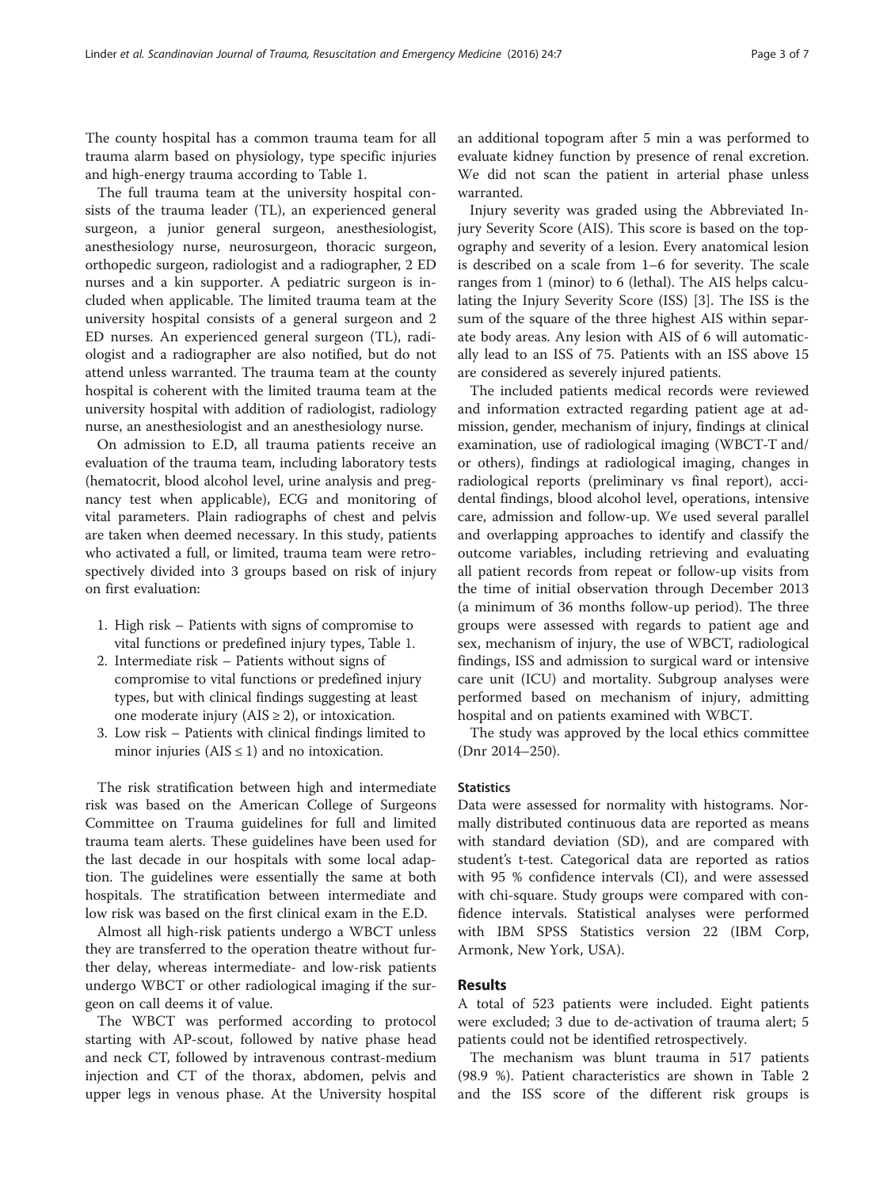The county hospital has a common trauma team for all trauma alarm based on physiology, type specific injuries and high-energy trauma according to Table 1.

The full trauma team at the university hospital consists of the trauma leader (TL), an experienced general surgeon, a junior general surgeon, anesthesiologist, anesthesiology nurse, neurosurgeon, thoracic surgeon, orthopedic surgeon, radiologist and a radiographer, 2 ED nurses and a kin supporter. A pediatric surgeon is included when applicable. The limited trauma team at the university hospital consists of a general surgeon and 2 ED nurses. An experienced general surgeon (TL), radiologist and a radiographer are also notified, but do not attend unless warranted. The trauma team at the county hospital is coherent with the limited trauma team at the university hospital with addition of radiologist, radiology nurse, an anesthesiologist and an anesthesiology nurse.

On admission to E.D, all trauma patients receive an evaluation of the trauma team, including laboratory tests (hematocrit, blood alcohol level, urine analysis and pregnancy test when applicable), ECG and monitoring of vital parameters. Plain radiographs of chest and pelvis are taken when deemed necessary. In this study, patients who activated a full, or limited, trauma team were retrospectively divided into 3 groups based on risk of injury on first evaluation:

1. High risk – Patients with signs of compromise to vital functions or predefined injury types, Table 1.
2. Intermediate risk – Patients without signs of compromise to vital functions or predefined injury types, but with clinical findings suggesting at least one moderate injury (AIS ≥ 2), or intoxication.
3. Low risk – Patients with clinical findings limited to minor injuries (AIS ≤ 1) and no intoxication.

The risk stratification between high and intermediate risk was based on the American College of Surgeons Committee on Trauma guidelines for full and limited trauma team alerts. These guidelines have been used for the last decade in our hospitals with some local adaption. The guidelines were essentially the same at both hospitals. The stratification between intermediate and low risk was based on the first clinical exam in the E.D.

Almost all high-risk patients undergo a WBCT unless they are transferred to the operation theatre without further delay, whereas intermediate- and low-risk patients undergo WBCT or other radiological imaging if the surgeon on call deems it of value.

The WBCT was performed according to protocol starting with AP-scout, followed by native phase head and neck CT, followed by intravenous contrast-medium injection and CT of the thorax, abdomen, pelvis and upper legs in venous phase. At the University hospital an additional topogram after 5 min a was performed to evaluate kidney function by presence of renal excretion. We did not scan the patient in arterial phase unless warranted.

Injury severity was graded using the Abbreviated Injury Severity Score (AIS). This score is based on the topography and severity of a lesion. Every anatomical lesion is described on a scale from 1–6 for severity. The scale ranges from 1 (minor) to 6 (lethal). The AIS helps calculating the Injury Severity Score (ISS) [3]. The ISS is the sum of the square of the three highest AIS within separate body areas. Any lesion with AIS of 6 will automatically lead to an ISS of 75. Patients with an ISS above 15 are considered as severely injured patients.

The included patients medical records were reviewed and information extracted regarding patient age at admission, gender, mechanism of injury, findings at clinical examination, use of radiological imaging (WBCT-T and/or others), findings at radiological imaging, changes in radiological reports (preliminary vs final report), accidental findings, blood alcohol level, operations, intensive care, admission and follow-up. We used several parallel and overlapping approaches to identify and classify the outcome variables, including retrieving and evaluating all patient records from repeat or follow-up visits from the time of initial observation through December 2013 (a minimum of 36 months follow-up period). The three groups were assessed with regards to patient age and sex, mechanism of injury, the use of WBCT, radiological findings, ISS and admission to surgical ward or intensive care unit (ICU) and mortality. Subgroup analyses were performed based on mechanism of injury, admitting hospital and on patients examined with WBCT.

The study was approved by the local ethics committee (Dnr 2014–250).

### Statistics

Data were assessed for normality with histograms. Normally distributed continuous data are reported as means with standard deviation (SD), and are compared with student's t-test. Categorical data are reported as ratios with 95 % confidence intervals (CI), and were assessed with chi-square. Study groups were compared with confidence intervals. Statistical analyses were performed with IBM SPSS Statistics version 22 (IBM Corp, Armonk, New York, USA).

## Results

A total of 523 patients were included. Eight patients were excluded; 3 due to de-activation of trauma alert; 5 patients could not be identified retrospectively.

The mechanism was blunt trauma in 517 patients (98.9 %). Patient characteristics are shown in Table 2 and the ISS score of the different risk groups is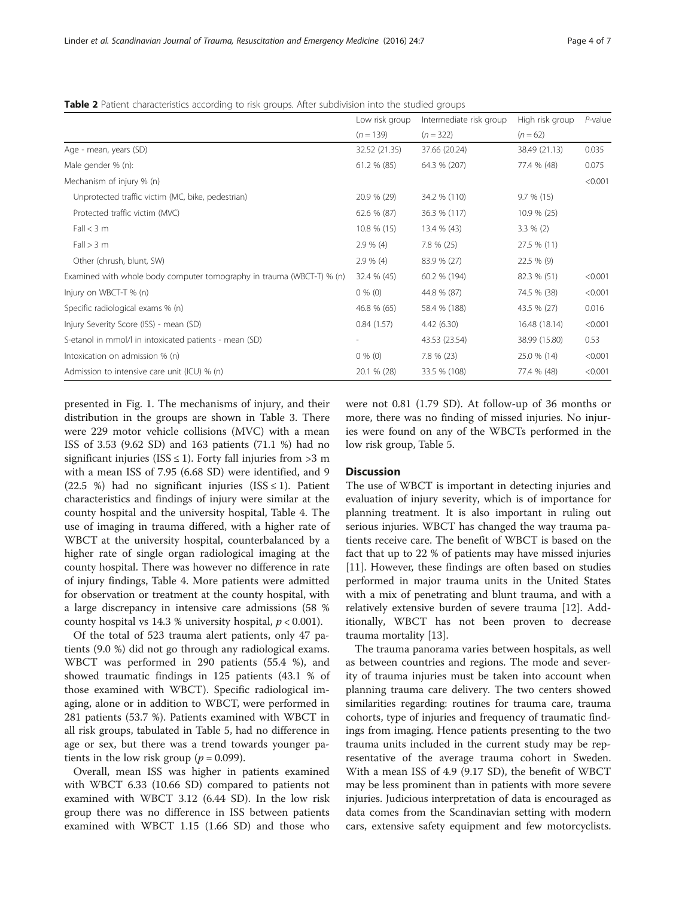**Table 2** Patient characteristics according to risk groups. After subdivision into the studied groups

| | Low risk group ($n = 139$) | Intermediate risk group ($n = 322$) | High risk group ($n = 62$) | *P*-value |
|---|---|---|---|---|
| Age - mean, years (SD) | 32.52 (21.35) | 37.66 (20.24) | 38.49 (21.13) | 0.035 |
| Male gender % (n): | 61.2 % (85) | 64.3 % (207) | 77.4 % (48) | 0.075 |
| Mechanism of injury % (n) | | | | <0.001 |
| Unprotected traffic victim (MC, bike, pedestrian) | 20.9 % (29) | 34.2 % (110) | 9.7 % (15) | |
| Protected traffic victim (MVC) | 62.6 % (87) | 36.3 % (117) | 10.9 % (25) | |
| Fall < 3 m | 10.8 % (15) | 13.4 % (43) | 3.3 % (2) | |
| Fall > 3 m | 2.9 % (4) | 7.8 % (25) | 27.5 % (11) | |
| Other (chrush, blunt, SW) | 2.9 % (4) | 83.9 % (27) | 22.5 % (9) | |
| Examined with whole body computer tomography in trauma (WBCT-T) % (n) | 32.4 % (45) | 60.2 % (194) | 82.3 % (51) | <0.001 |
| Injury on WBCT-T % (n) | 0 % (0) | 44.8 % (87) | 74.5 % (38) | <0.001 |
| Specific radiological exams % (n) | 46.8 % (65) | 58.4 % (188) | 43.5 % (27) | 0.016 |
| Injury Severity Score (ISS) - mean (SD) | 0.84 (1.57) | 4.42 (6.30) | 16.48 (18.14) | <0.001 |
| S-etanol in mmol/l in intoxicated patients - mean (SD) | - | 43.53 (23.54) | 38.99 (15.80) | 0.53 |
| Intoxication on admission % (n) | 0 % (0) | 7.8 % (23) | 25.0 % (14) | <0.001 |
| Admission to intensive care unit (ICU) % (n) | 20.1 % (28) | 33.5 % (108) | 77.4 % (48) | <0.001 |

presented in Fig. 1. The mechanisms of injury, and their distribution in the groups are shown in Table 3. There were 229 motor vehicle collisions (MVC) with a mean ISS of 3.53 (9.62 SD) and 163 patients (71.1 %) had no significant injuries (ISS ≤ 1). Forty fall injuries from >3 m with a mean ISS of 7.95 (6.68 SD) were identified, and 9 (22.5 %) had no significant injuries (ISS ≤ 1). Patient characteristics and findings of injury were similar at the county hospital and the university hospital, Table 4. The use of imaging in trauma differed, with a higher rate of WBCT at the university hospital, counterbalanced by a higher rate of single organ radiological imaging at the county hospital. There was however no difference in rate of injury findings, Table 4. More patients were admitted for observation or treatment at the county hospital, with a large discrepancy in intensive care admissions (58 % county hospital vs 14.3 % university hospital, $p < 0.001$).

Of the total of 523 trauma alert patients, only 47 patients (9.0 %) did not go through any radiological exams. WBCT was performed in 290 patients (55.4 %), and showed traumatic findings in 125 patients (43.1 % of those examined with WBCT). Specific radiological imaging, alone or in addition to WBCT, were performed in 281 patients (53.7 %). Patients examined with WBCT in all risk groups, tabulated in Table 5, had no difference in age or sex, but there was a trend towards younger patients in the low risk group ($p = 0.099$).

Overall, mean ISS was higher in patients examined with WBCT 6.33 (10.66 SD) compared to patients not examined with WBCT 3.12 (6.44 SD). In the low risk group there was no difference in ISS between patients examined with WBCT 1.15 (1.66 SD) and those who were not 0.81 (1.79 SD). At follow-up of 36 months or more, there was no finding of missed injuries. No injuries were found on any of the WBCTs performed in the low risk group, Table 5.

## Discussion

The use of WBCT is important in detecting injuries and evaluation of injury severity, which is of importance for planning treatment. It is also important in ruling out serious injuries. WBCT has changed the way trauma patients receive care. The benefit of WBCT is based on the fact that up to 22 % of patients may have missed injuries [11]. However, these findings are often based on studies performed in major trauma units in the United States with a mix of penetrating and blunt trauma, and with a relatively extensive burden of severe trauma [12]. Additionally, WBCT has not been proven to decrease trauma mortality [13].

The trauma panorama varies between hospitals, as well as between countries and regions. The mode and severity of trauma injuries must be taken into account when planning trauma care delivery. The two centers showed similarities regarding: routines for trauma care, trauma cohorts, type of injuries and frequency of traumatic findings from imaging. Hence patients presenting to the two trauma units included in the current study may be representative of the average trauma cohort in Sweden. With a mean ISS of 4.9 (9.17 SD), the benefit of WBCT may be less prominent than in patients with more severe injuries. Judicious interpretation of data is encouraged as data comes from the Scandinavian setting with modern cars, extensive safety equipment and few motorcyclists.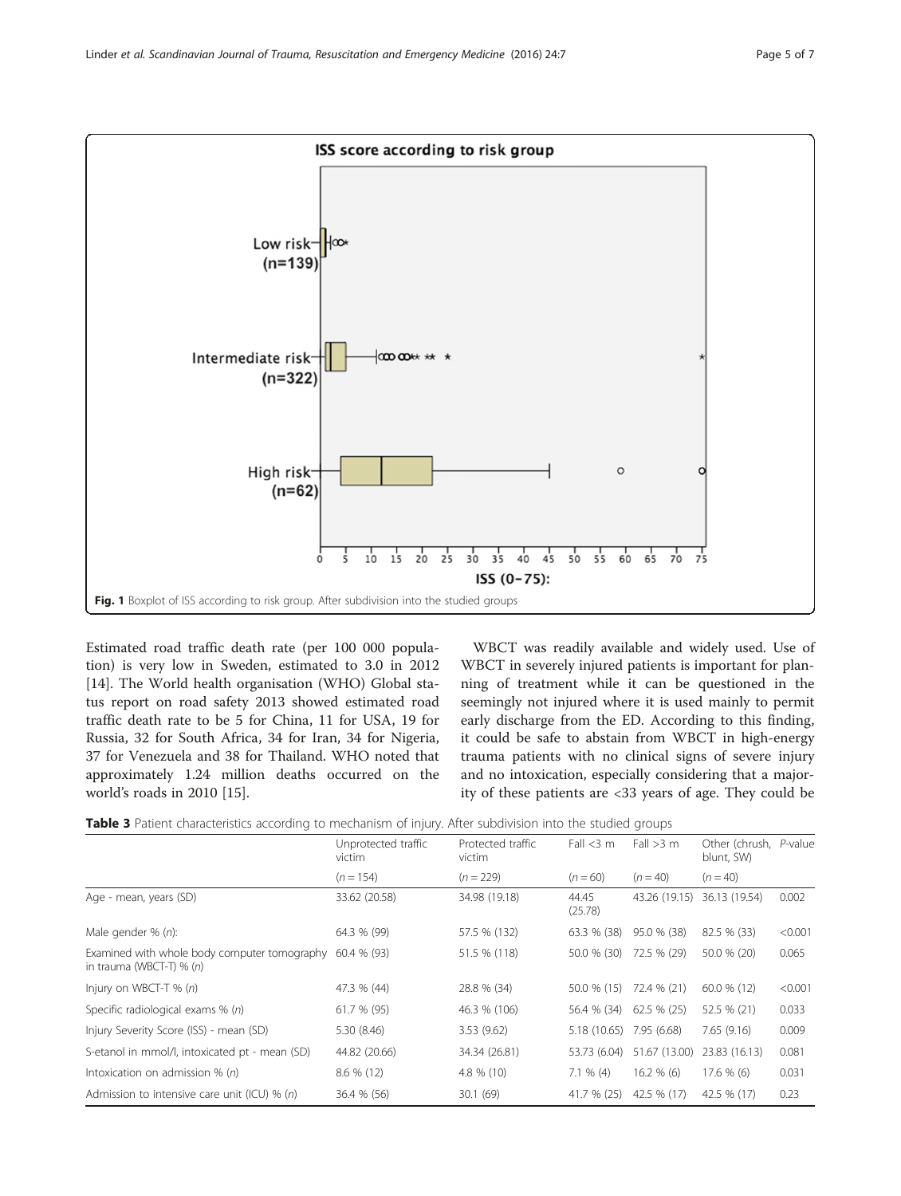Fig. 1 Boxplot of ISS according to risk group. After subdivision into the studied groups

Estimated road traffic death rate (per 100 000 population) is very low in Sweden, estimated to 3.0 in 2012 [14]. The World health organisation (WHO) Global status report on road safety 2013 showed estimated road traffic death rate to be 5 for China, 11 for USA, 19 for Russia, 32 for South Africa, 34 for Iran, 34 for Nigeria, 37 for Venezuela and 38 for Thailand. WHO noted that approximately 1.24 million deaths occurred on the world's roads in 2010 [15].

WBCT was readily available and widely used. Use of WBCT in severely injured patients is important for planning of treatment while it can be questioned in the seemingly not injured where it is used mainly to permit early discharge from the ED. According to this finding, it could be safe to abstain from WBCT in high-energy trauma patients with no clinical signs of severe injury and no intoxication, especially considering that a majority of these patients are <33 years of age. They could be

**Table 3** Patient characteristics according to mechanism of injury. After subdivision into the studied groups

| | Unprotected traffic victim | Protected traffic victim | Fall <3 m | Fall >3 m | Other (chrush, blunt, SW) | *P*-value |
|---|---|---|---|---|---|---|
| | (*n* = 154) | (*n* = 229) | (*n* = 60) | (*n* = 40) | (*n* = 40) | |
| Age - mean, years (SD) | 33.62 (20.58) | 34.98 (19.18) | 44.45 (25.78) | 43.26 (19.15) | 36.13 (19.54) | 0.002 |
| Male gender % (*n*): | 64.3 % (99) | 57.5 % (132) | 63.3 % (38) | 95.0 % (38) | 82.5 % (33) | <0.001 |
| Examined with whole body computer tomography in trauma (WBCT-T) % (*n*) | 60.4 % (93) | 51.5 % (118) | 50.0 % (30) | 72.5 % (29) | 50.0 % (20) | 0.065 |
| Injury on WBCT-T % (*n*) | 47.3 % (44) | 28.8 % (34) | 50.0 % (15) | 72.4 % (21) | 60.0 % (12) | <0.001 |
| Specific radiological exams % (*n*) | 61.7 % (95) | 46.3 % (106) | 56.4 % (34) | 62.5 % (25) | 52.5 % (21) | 0.033 |
| Injury Severity Score (ISS) - mean (SD) | 5.30 (8.46) | 3.53 (9.62) | 5.18 (10.65) | 7.95 (6.68) | 7.65 (9.16) | 0.009 |
| S-etanol in mmol/l, intoxicated pt - mean (SD) | 44.82 (20.66) | 34.34 (26.81) | 53.73 (6.04) | 51.67 (13.00) | 23.83 (16.13) | 0.081 |
| Intoxication on admission % (*n*) | 8.6 % (12) | 4.8 % (10) | 7.1 % (4) | 16.2 % (6) | 17.6 % (6) | 0.031 |
| Admission to intensive care unit (ICU) % (*n*) | 36.4 % (56) | 30.1 (69) | 41.7 % (25) | 42.5 % (17) | 42.5 % (17) | 0.23 |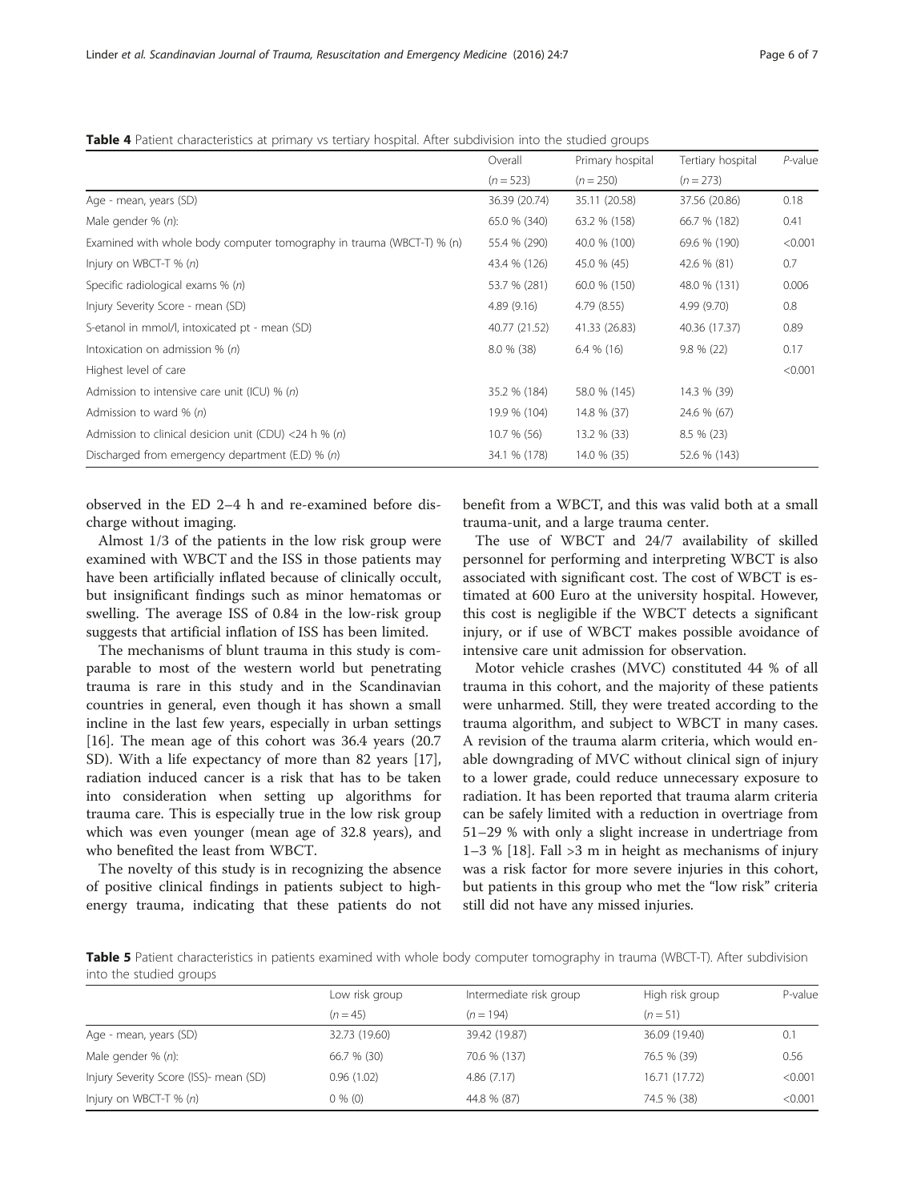**Table 4** Patient characteristics at primary vs tertiary hospital. After subdivision into the studied groups

| | Overall | Primary hospital | Tertiary hospital | *P*-value |
|---|---|---|---|---|
| | (*n* = 523) | (*n* = 250) | (*n* = 273) | |
| Age - mean, years (SD) | 36.39 (20.74) | 35.11 (20.58) | 37.56 (20.86) | 0.18 |
| Male gender % (*n*): | 65.0 % (340) | 63.2 % (158) | 66.7 % (182) | 0.41 |
| Examined with whole body computer tomography in trauma (WBCT-T) % (n) | 55.4 % (290) | 40.0 % (100) | 69.6 % (190) | <0.001 |
| Injury on WBCT-T % (*n*) | 43.4 % (126) | 45.0 % (45) | 42.6 % (81) | 0.7 |
| Specific radiological exams % (*n*) | 53.7 % (281) | 60.0 % (150) | 48.0 % (131) | 0.006 |
| Injury Severity Score - mean (SD) | 4.89 (9.16) | 4.79 (8.55) | 4.99 (9.70) | 0.8 |
| S-etanol in mmol/l, intoxicated pt - mean (SD) | 40.77 (21.52) | 41.33 (26.83) | 40.36 (17.37) | 0.89 |
| Intoxication on admission % (*n*) | 8.0 % (38) | 6.4 % (16) | 9.8 % (22) | 0.17 |
| Highest level of care | | | | <0.001 |
| Admission to intensive care unit (ICU) % (*n*) | 35.2 % (184) | 58.0 % (145) | 14.3 % (39) | |
| Admission to ward % (*n*) | 19.9 % (104) | 14.8 % (37) | 24.6 % (67) | |
| Admission to clinical desicion unit (CDU) <24 h % (*n*) | 10.7 % (56) | 13.2 % (33) | 8.5 % (23) | |
| Discharged from emergency department (E.D) % (*n*) | 34.1 % (178) | 14.0 % (35) | 52.6 % (143) | |

observed in the ED 2–4 h and re-examined before discharge without imaging.

Almost 1/3 of the patients in the low risk group were examined with WBCT and the ISS in those patients may have been artificially inflated because of clinically occult, but insignificant findings such as minor hematomas or swelling. The average ISS of 0.84 in the low-risk group suggests that artificial inflation of ISS has been limited.

The mechanisms of blunt trauma in this study is comparable to most of the western world but penetrating trauma is rare in this study and in the Scandinavian countries in general, even though it has shown a small incline in the last few years, especially in urban settings [16]. The mean age of this cohort was 36.4 years (20.7 SD). With a life expectancy of more than 82 years [17], radiation induced cancer is a risk that has to be taken into consideration when setting up algorithms for trauma care. This is especially true in the low risk group which was even younger (mean age of 32.8 years), and who benefited the least from WBCT.

The novelty of this study is in recognizing the absence of positive clinical findings in patients subject to high-energy trauma, indicating that these patients do not benefit from a WBCT, and this was valid both at a small trauma-unit, and a large trauma center.

The use of WBCT and 24/7 availability of skilled personnel for performing and interpreting WBCT is also associated with significant cost. The cost of WBCT is estimated at 600 Euro at the university hospital. However, this cost is negligible if the WBCT detects a significant injury, or if use of WBCT makes possible avoidance of intensive care unit admission for observation.

Motor vehicle crashes (MVC) constituted 44 % of all trauma in this cohort, and the majority of these patients were unharmed. Still, they were treated according to the trauma algorithm, and subject to WBCT in many cases. A revision of the trauma alarm criteria, which would enable downgrading of MVC without clinical sign of injury to a lower grade, could reduce unnecessary exposure to radiation. It has been reported that trauma alarm criteria can be safely limited with a reduction in overtriage from 51–29 % with only a slight increase in undertriage from 1–3 % [18]. Fall >3 m in height as mechanisms of injury was a risk factor for more severe injuries in this cohort, but patients in this group who met the "low risk" criteria still did not have any missed injuries.

**Table 5** Patient characteristics in patients examined with whole body computer tomography in trauma (WBCT-T). After subdivision into the studied groups

| | Low risk group | Intermediate risk group | High risk group | P-value |
|---|---|---|---|---|
| | (*n* = 45) | (*n* = 194) | (*n* = 51) | |
| Age - mean, years (SD) | 32.73 (19.60) | 39.42 (19.87) | 36.09 (19.40) | 0.1 |
| Male gender % (*n*): | 66.7 % (30) | 70.6 % (137) | 76.5 % (39) | 0.56 |
| Injury Severity Score (ISS)- mean (SD) | 0.96 (1.02) | 4.86 (7.17) | 16.71 (17.72) | <0.001 |
| Injury on WBCT-T % (*n*) | 0 % (0) | 44.8 % (87) | 74.5 % (38) | <0.001 |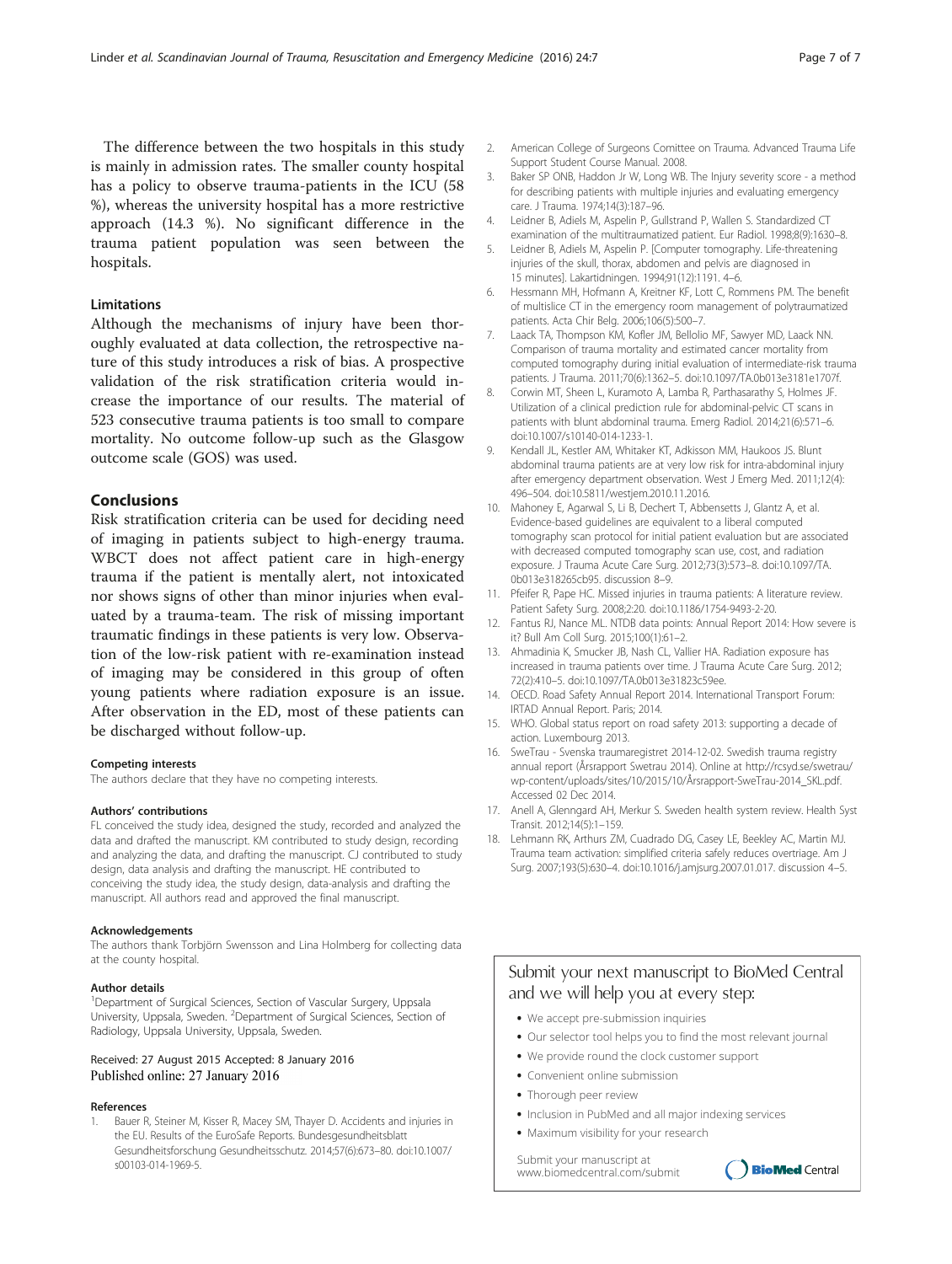The difference between the two hospitals in this study is mainly in admission rates. The smaller county hospital has a policy to observe trauma-patients in the ICU (58 %), whereas the university hospital has a more restrictive approach (14.3 %). No significant difference in the trauma patient population was seen between the hospitals.

### Limitations

Although the mechanisms of injury have been thoroughly evaluated at data collection, the retrospective nature of this study introduces a risk of bias. A prospective validation of the risk stratification criteria would increase the importance of our results. The material of 523 consecutive trauma patients is too small to compare mortality. No outcome follow-up such as the Glasgow outcome scale (GOS) was used.

## Conclusions

Risk stratification criteria can be used for deciding need of imaging in patients subject to high-energy trauma. WBCT does not affect patient care in high-energy trauma if the patient is mentally alert, not intoxicated nor shows signs of other than minor injuries when evaluated by a trauma-team. The risk of missing important traumatic findings in these patients is very low. Observation of the low-risk patient with re-examination instead of imaging may be considered in this group of often young patients where radiation exposure is an issue. After observation in the ED, most of these patients can be discharged without follow-up.

#### Competing interests

The authors declare that they have no competing interests.

#### Authors' contributions

FL conceived the study idea, designed the study, recorded and analyzed the data and drafted the manuscript. KM contributed to study design, recording and analyzing the data, and drafting the manuscript. CJ contributed to study design, data analysis and drafting the manuscript. HE contributed to conceiving the study idea, the study design, data-analysis and drafting the manuscript. All authors read and approved the final manuscript.

#### Acknowledgements

The authors thank Torbjörn Swensson and Lina Holmberg for collecting data at the county hospital.

#### Author details

[1]Department of Surgical Sciences, Section of Vascular Surgery, Uppsala University, Uppsala, Sweden. [2]Department of Surgical Sciences, Section of Radiology, Uppsala University, Uppsala, Sweden.

Received: 27 August 2015 Accepted: 8 January 2016
Published online: 27 January 2016

#### References

1. Bauer R, Steiner M, Kisser R, Macey SM, Thayer D. Accidents and injuries in the EU. Results of the EuroSafe Reports. Bundesgesundheitsblatt Gesundheitsforschung Gesundheitsschutz. 2014;57(6):673–80. doi:10.1007/s00103-014-1969-5.
2. American College of Surgeons Comittee on Trauma. Advanced Trauma Life Support Student Course Manual. 2008.
3. Baker SP ONB, Haddon Jr W, Long WB. The Injury severity score - a method for describing patients with multiple injuries and evaluating emergency care. J Trauma. 1974;14(3):187–96.
4. Leidner B, Adiels M, Aspelin P, Gullstrand P, Wallen S. Standardized CT examination of the multitraumatized patient. Eur Radiol. 1998;8(9):1630–8.
5. Leidner B, Adiels M, Aspelin P. [Computer tomography. Life-threatening injuries of the skull, thorax, abdomen and pelvis are diagnosed in 15 minutes]. Lakartidningen. 1994;91(12):1191. 4–6.
6. Hessmann MH, Hofmann A, Kreitner KF, Lott C, Rommens PM. The benefit of multislice CT in the emergency room management of polytraumatized patients. Acta Chir Belg. 2006;106(5):500–7.
7. Laack TA, Thompson KM, Kofler JM, Bellolio MF, Sawyer MD, Laack NN. Comparison of trauma mortality and estimated cancer mortality from computed tomography during initial evaluation of intermediate-risk trauma patients. J Trauma. 2011;70(6):1362–5. doi:10.1097/TA.0b013e3181e1707f.
8. Corwin MT, Sheen L, Kuramoto A, Lamba R, Parthasarathy S, Holmes JF. Utilization of a clinical prediction rule for abdominal-pelvic CT scans in patients with blunt abdominal trauma. Emerg Radiol. 2014;21(6):571–6. doi:10.1007/s10140-014-1233-1.
9. Kendall JL, Kestler AM, Whitaker KT, Adkisson MM, Haukoos JS. Blunt abdominal trauma patients are at very low risk for intra-abdominal injury after emergency department observation. West J Emerg Med. 2011;12(4): 496–504. doi:10.5811/westjem.2010.11.2016.
10. Mahoney E, Agarwal S, Li B, Dechert T, Abbensetts J, Glantz A, et al. Evidence-based guidelines are equivalent to a liberal computed tomography scan protocol for initial patient evaluation but are associated with decreased computed tomography scan use, cost, and radiation exposure. J Trauma Acute Care Surg. 2012;73(3):573–8. doi:10.1097/TA.0b013e318265cb95. discussion 8–9.
11. Pfeifer R, Pape HC. Missed injuries in trauma patients: A literature review. Patient Safety Surg. 2008;2:20. doi:10.1186/1754-9493-2-20.
12. Fantus RJ, Nance ML. NTDB data points: Annual Report 2014: How severe is it? Bull Am Coll Surg. 2015;100(1):61–2.
13. Ahmadinia K, Smucker JB, Nash CL, Vallier HA. Radiation exposure has increased in trauma patients over time. J Trauma Acute Care Surg. 2012; 72(2):410–5. doi:10.1097/TA.0b013e31823c59ee.
14. OECD. Road Safety Annual Report 2014. International Transport Forum: IRTAD Annual Report. Paris; 2014.
15. WHO. Global status report on road safety 2013: supporting a decade of action. Luxembourg 2013.
16. SweTrau - Svenska traumaregistret 2014-12-02. Swedish trauma registry annual report (Årsrapport Swetrau 2014). Online at http://rcsyd.se/swetrau/wp-content/uploads/sites/10/2015/10/Årsrapport-SweTrau-2014_SKL.pdf. Accessed 02 Dec 2014.
17. Anell A, Glenngard AH, Merkur S. Sweden health system review. Health Syst Transit. 2012;14(5):1–159.
18. Lehmann RK, Arthurs ZM, Cuadrado DG, Casey LE, Beekley AC, Martin MJ. Trauma team activation: simplified criteria safely reduces overtriage. Am J Surg. 2007;193(5):630–4. doi:10.1016/j.amjsurg.2007.01.017. discussion 4–5.

Submit your next manuscript to BioMed Central and we will help you at every step:

- We accept pre-submission inquiries
- Our selector tool helps you to find the most relevant journal
- We provide round the clock customer support
- Convenient online submission
- Thorough peer review
- Inclusion in PubMed and all major indexing services
- Maximum visibility for your research

Submit your manuscript at www.biomedcentral.com/submit

BioMed Central